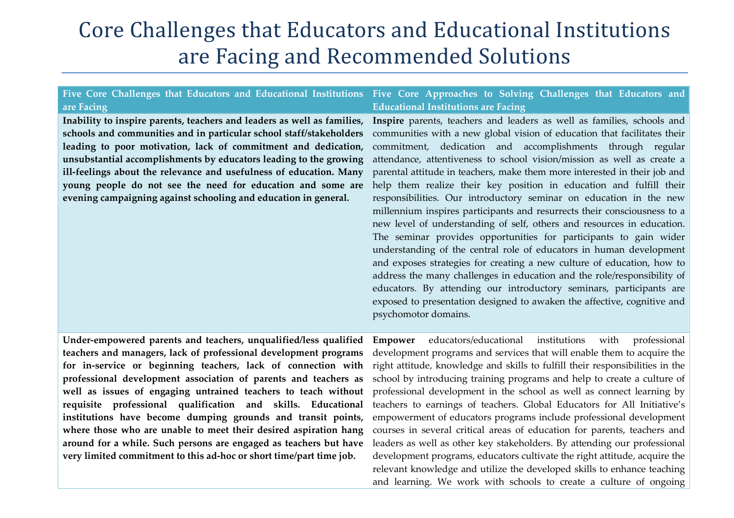# Core Challenges that Educators and Educational Institutions are Facing and Recommended Solutions

| Five Core Challenges that Educators and Educational Institutions are Facing | Five Core Approaches to Solving Challenges that Educators and Educational Institutions are Facing |
|---|---|
| **Inability to inspire parents, teachers and leaders as well as families, schools and communities and in particular school staff/stakeholders leading to poor motivation, lack of commitment and dedication, unsubstantial accomplishments by educators leading to the growing ill-feelings about the relevance and usefulness of education. Many young people do not see the need for education and some are evening campaigning against schooling and education in general.** | **Inspire** parents, teachers and leaders as well as families, schools and communities with a new global vision of education that facilitates their commitment, dedication and accomplishments through regular attendance, attentiveness to school vision/mission as well as create a parental attitude in teachers, make them more interested in their job and help them realize their key position in education and fulfill their responsibilities. Our introductory seminar on education in the new millennium inspires participants and resurrects their consciousness to a new level of understanding of self, others and resources in education. The seminar provides opportunities for participants to gain wider understanding of the central role of educators in human development and exposes strategies for creating a new culture of education, how to address the many challenges in education and the role/responsibility of educators. By attending our introductory seminars, participants are exposed to presentation designed to awaken the affective, cognitive and psychomotor domains. |
| **Under-empowered parents and teachers, unqualified/less qualified teachers and managers, lack of professional development programs for in-service or beginning teachers, lack of connection with professional development association of parents and teachers as well as issues of engaging untrained teachers to teach without requisite professional qualification and skills. Educational institutions have become dumping grounds and transit points, where those who are unable to meet their desired aspiration hang around for a while. Such persons are engaged as teachers but have very limited commitment to this ad-hoc or short time/part time job.** | **Empower** educators/educational institutions with professional development programs and services that will enable them to acquire the right attitude, knowledge and skills to fulfill their responsibilities in the school by introducing training programs and help to create a culture of professional development in the school as well as connect learning by teachers to earnings of teachers. Global Educators for All Initiative's empowerment of educators programs include professional development courses in several critical areas of education for parents, teachers and leaders as well as other key stakeholders. By attending our professional development programs, educators cultivate the right attitude, acquire the relevant knowledge and utilize the developed skills to enhance teaching and learning. We work with schools to create a culture of ongoing |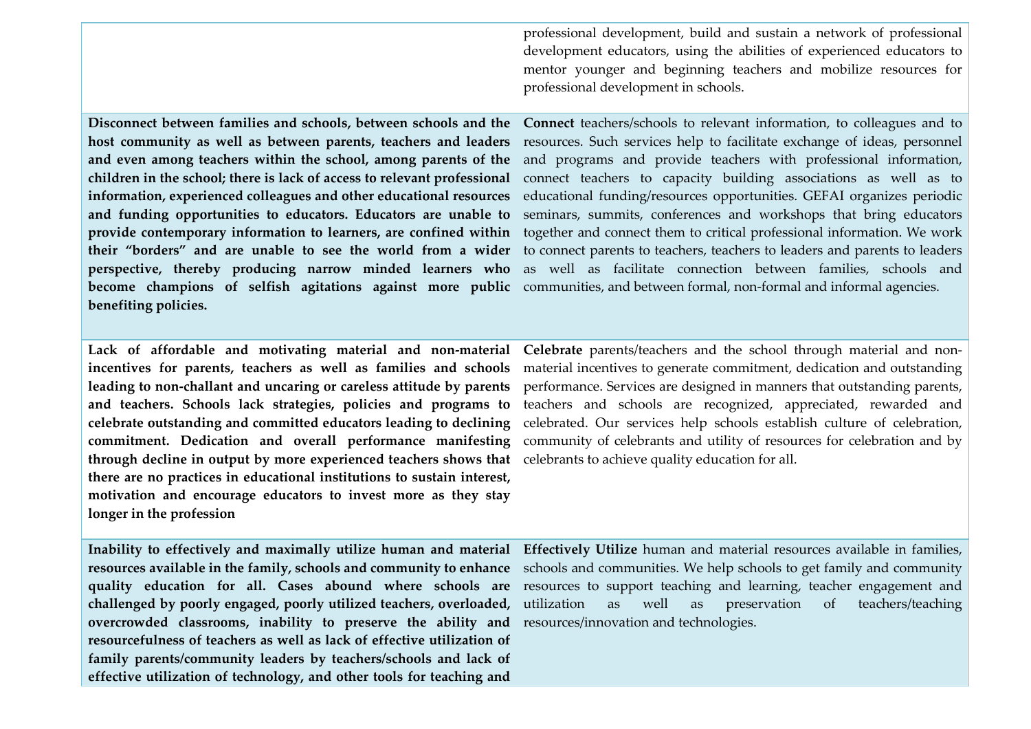| | |
|---|---|
| | professional development, build and sustain a network of professional development educators, using the abilities of experienced educators to mentor younger and beginning teachers and mobilize resources for professional development in schools. |
| **Disconnect between families and schools, between schools and the host community as well as between parents, teachers and leaders and even among teachers within the school, among parents of the children in the school; there is lack of access to relevant professional information, experienced colleagues and other educational resources and funding opportunities to educators. Educators are unable to provide contemporary information to learners, are confined within their "borders" and are unable to see the world from a wider perspective, thereby producing narrow minded learners who become champions of selfish agitations against more public benefiting policies.** | **Connect** teachers/schools to relevant information, to colleagues and to resources. Such services help to facilitate exchange of ideas, personnel and programs and provide teachers with professional information, connect teachers to capacity building associations as well as to educational funding/resources opportunities. GEFAI organizes periodic seminars, summits, conferences and workshops that bring educators together and connect them to critical professional information. We work to connect parents to teachers, teachers to leaders and parents to leaders as well as facilitate connection between families, schools and communities, and between formal, non-formal and informal agencies. |
| **Lack of affordable and motivating material and non-material incentives for parents, teachers as well as families and schools leading to non-challant and uncaring or careless attitude by parents and teachers. Schools lack strategies, policies and programs to celebrate outstanding and committed educators leading to declining commitment. Dedication and overall performance manifesting through decline in output by more experienced teachers shows that there are no practices in educational institutions to sustain interest, motivation and encourage educators to invest more as they stay longer in the profession** | **Celebrate** parents/teachers and the school through material and non-material incentives to generate commitment, dedication and outstanding performance. Services are designed in manners that outstanding parents, teachers and schools are recognized, appreciated, rewarded and celebrated. Our services help schools establish culture of celebration, community of celebrants and utility of resources for celebration and by celebrants to achieve quality education for all. |
| **Inability to effectively and maximally utilize human and material resources available in the family, schools and community to enhance quality education for all. Cases abound where schools are challenged by poorly engaged, poorly utilized teachers, overloaded, overcrowded classrooms, inability to preserve the ability and resourcefulness of teachers as well as lack of effective utilization of family parents/community leaders by teachers/schools and lack of effective utilization of technology, and other tools for teaching and** | **Effectively Utilize** human and material resources available in families, schools and communities. We help schools to get family and community resources to support teaching and learning, teacher engagement and utilization as well as preservation of teachers/teaching resources/innovation and technologies. |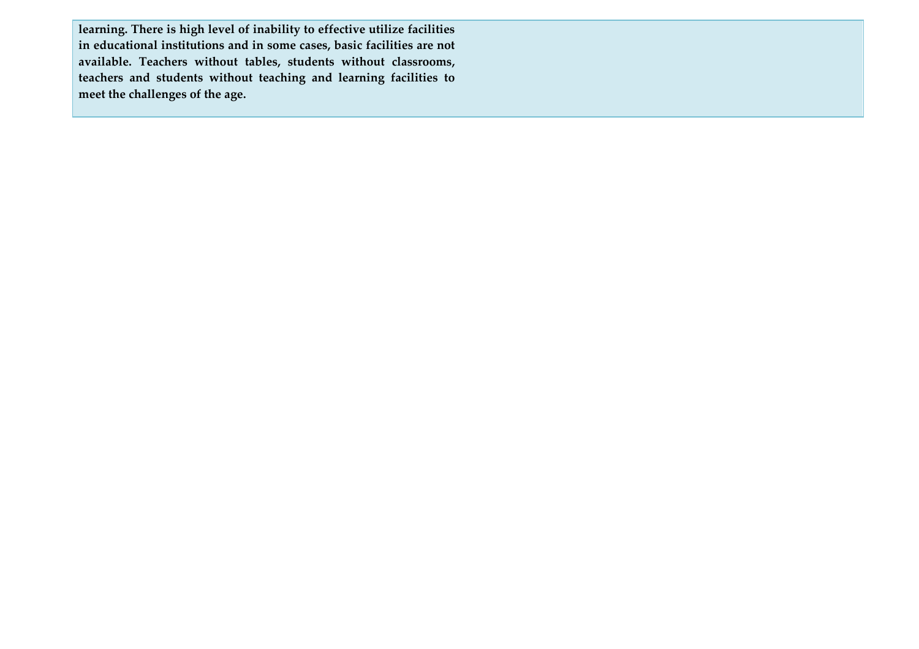**learning. There is high level of inability to effective utilize facilities in educational institutions and in some cases, basic facilities are not available. Teachers without tables, students without classrooms, teachers and students without teaching and learning facilities to meet the challenges of the age.**